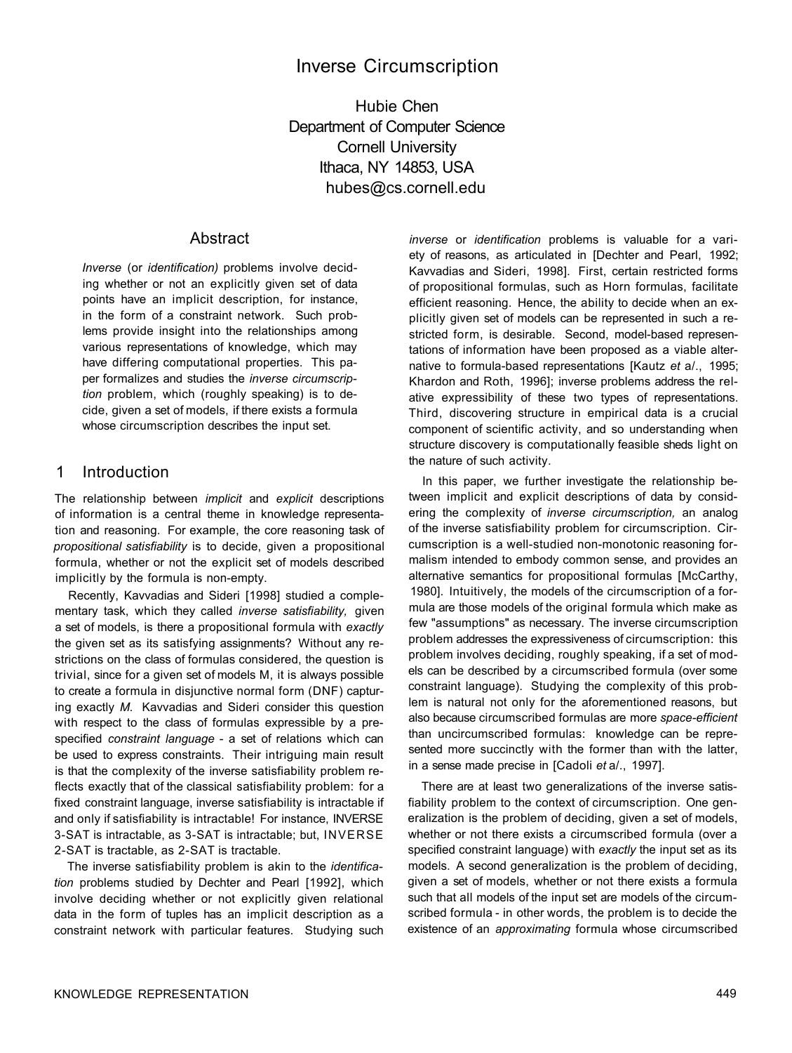# Inverse Circumscription

Hubie Chen
Department of Computer Science
Cornell University
Ithaca, NY 14853, USA
hubes@cs.cornell.edu

## Abstract

*Inverse* (or *identification)* problems involve deciding whether or not an explicitly given set of data points have an implicit description, for instance, in the form of a constraint network. Such problems provide insight into the relationships among various representations of knowledge, which may have differing computational properties. This paper formalizes and studies the *inverse circumscription* problem, which (roughly speaking) is to decide, given a set of models, if there exists a formula whose circumscription describes the input set.

## 1 Introduction

The relationship between *implicit* and *explicit* descriptions of information is a central theme in knowledge representation and reasoning. For example, the core reasoning task of *propositional satisfiability* is to decide, given a propositional formula, whether or not the explicit set of models described implicitly by the formula is non-empty.

Recently, Kavvadias and Sideri [1998] studied a complementary task, which they called *inverse satisfiability,* given a set of models, is there a propositional formula with *exactly* the given set as its satisfying assignments? Without any restrictions on the class of formulas considered, the question is trivial, since for a given set of models M, it is always possible to create a formula in disjunctive normal form (DNF) capturing exactly *M.* Kavvadias and Sideri consider this question with respect to the class of formulas expressible by a prespecified *constraint language* - a set of relations which can be used to express constraints. Their intriguing main result is that the complexity of the inverse satisfiability problem reflects exactly that of the classical satisfiability problem: for a fixed constraint language, inverse satisfiability is intractable if and only if satisfiability is intractable! For instance, INVERSE 3-SAT is intractable, as 3-SAT is intractable; but, INVERSE 2-SAT is tractable, as 2-SAT is tractable.

The inverse satisfiability problem is akin to the *identification* problems studied by Dechter and Pearl [1992], which involve deciding whether or not explicitly given relational data in the form of tuples has an implicit description as a constraint network with particular features. Studying such *inverse* or *identification* problems is valuable for a variety of reasons, as articulated in [Dechter and Pearl, 1992; Kavvadias and Sideri, 1998]. First, certain restricted forms of propositional formulas, such as Horn formulas, facilitate efficient reasoning. Hence, the ability to decide when an explicitly given set of models can be represented in such a restricted form, is desirable. Second, model-based representations of information have been proposed as a viable alternative to formula-based representations [Kautz *et al*., 1995; Khardon and Roth, 1996]; inverse problems address the relative expressibility of these two types of representations. Third, discovering structure in empirical data is a crucial component of scientific activity, and so understanding when structure discovery is computationally feasible sheds light on the nature of such activity.

In this paper, we further investigate the relationship between implicit and explicit descriptions of data by considering the complexity of *inverse circumscription,* an analog of the inverse satisfiability problem for circumscription. Circumscription is a well-studied non-monotonic reasoning formalism intended to embody common sense, and provides an alternative semantics for propositional formulas [McCarthy, 1980]. Intuitively, the models of the circumscription of a formula are those models of the original formula which make as few "assumptions" as necessary. The inverse circumscription problem addresses the expressiveness of circumscription: this problem involves deciding, roughly speaking, if a set of models can be described by a circumscribed formula (over some constraint language). Studying the complexity of this problem is natural not only for the aforementioned reasons, but also because circumscribed formulas are more *space-efficient* than uncircumscribed formulas: knowledge can be represented more succinctly with the former than with the latter, in a sense made precise in [Cadoli *et al*., 1997].

There are at least two generalizations of the inverse satisfiability problem to the context of circumscription. One generalization is the problem of deciding, given a set of models, whether or not there exists a circumscribed formula (over a specified constraint language) with *exactly* the input set as its models. A second generalization is the problem of deciding, given a set of models, whether or not there exists a formula such that all models of the input set are models of the circumscribed formula - in other words, the problem is to decide the existence of an *approximating* formula whose circumscribed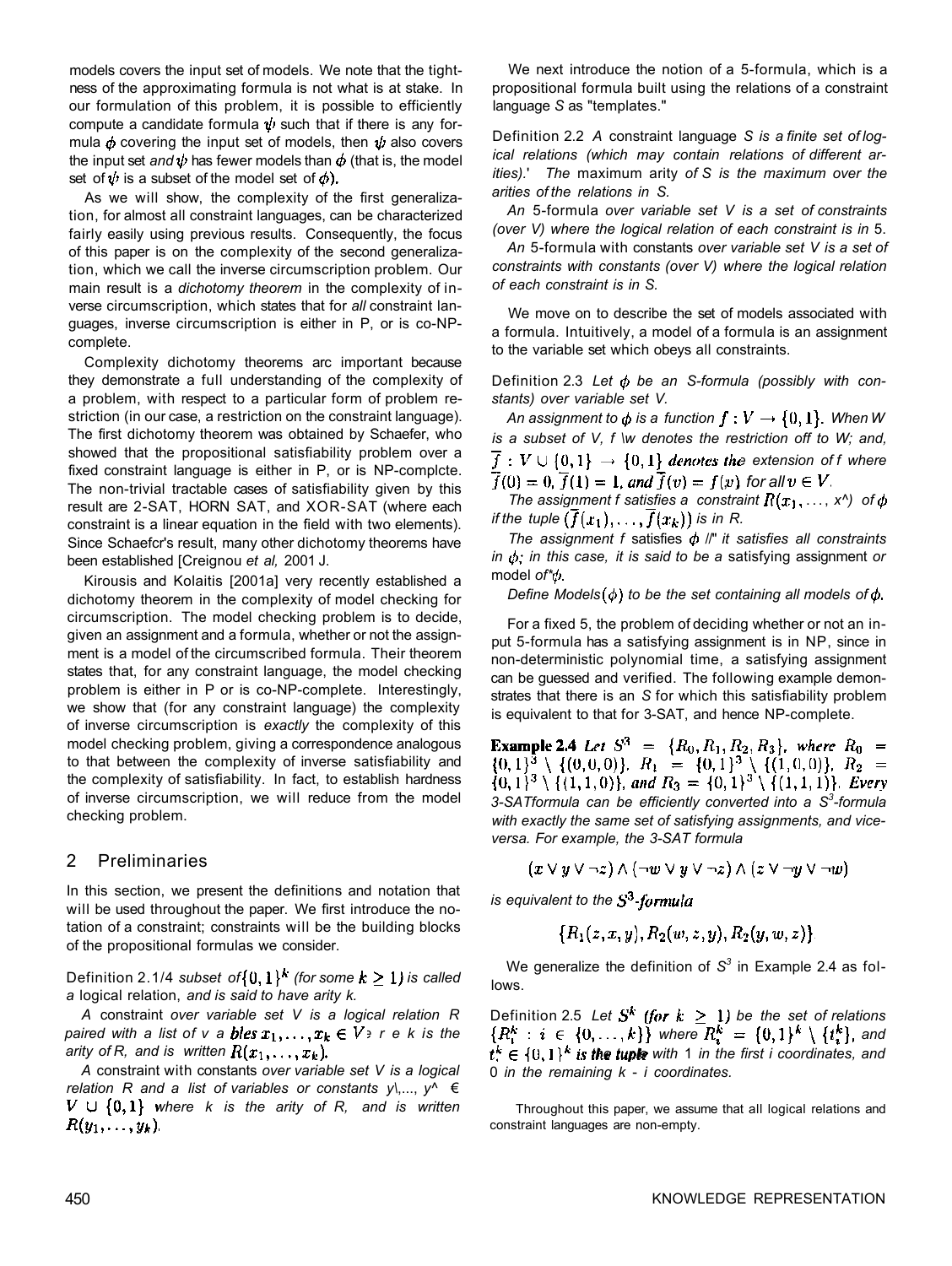models covers the input set of models. We note that the tightness of the approximating formula is not what is at stake. In our formulation of this problem, it is possible to efficiently compute a candidate formula $\psi$ such that if there is any formula $\phi$ covering the input set of models, then $\psi$ also covers the input set *and* $\psi$ has fewer models than $\phi$ (that is, the model set of $\psi$ is a subset of the model set of $\phi$).

As we will show, the complexity of the first generalization, for almost all constraint languages, can be characterized fairly easily using previous results. Consequently, the focus of this paper is on the complexity of the second generalization, which we call the inverse circumscription problem. Our main result is a *dichotomy theorem* in the complexity of inverse circumscription, which states that for *all* constraint languages, inverse circumscription is either in P, or is co-NP-complete.

Complexity dichotomy theorems arc important because they demonstrate a full understanding of the complexity of a problem, with respect to a particular form of problem restriction (in our case, a restriction on the constraint language). The first dichotomy theorem was obtained by Schaefer, who showed that the propositional satisfiability problem over a fixed constraint language is either in P, or is NP-complcte. The non-trivial tractable cases of satisfiability given by this result are 2-SAT, HORN SAT, and XOR-SAT (where each constraint is a linear equation in the field with two elements). Since Schaefcr's result, many other dichotomy theorems have been established [Creignou *et al,* 2001 J.

Kirousis and Kolaitis [2001a] very recently established a dichotomy theorem in the complexity of model checking for circumscription. The model checking problem is to decide, given an assignment and a formula, whether or not the assignment is a model of the circumscribed formula. Their theorem states that, for any constraint language, the model checking problem is either in P or is co-NP-complete. Interestingly, we show that (for any constraint language) the complexity of inverse circumscription is *exactly* the complexity of this model checking problem, giving a correspondence analogous to that between the complexity of inverse satisfiability and the complexity of satisfiability. In fact, to establish hardness of inverse circumscription, we will reduce from the model checking problem.

## 2 Preliminaries

In this section, we present the definitions and notation that will be used throughout the paper. We first introduce the notation of a constraint; constraints will be the building blocks of the propositional formulas we consider.

Definition 2.1 *A subset of $\{0,1\}^k$ (for some $k \geq 1$) is called a* logical relation, *and is said to have arity k.*

*A* constraint *over variable set V is a logical relation R paired with a list of variables $x_1, \ldots, x_k \in V$ where k is the arity of R, and is written $R(x_1, \ldots, x_k)$.*

*A* constraint with constants *over variable set V is a logical relation R and a list of variables or constants $y_1, \ldots, y_k \in V \cup \{0,1\}$ where k is the arity of R, and is written $R(y_1, \ldots, y_k)$.*

We next introduce the notion of a $S$-formula, which is a propositional formula built using the relations of a constraint language $S$ as "templates."

Definition 2.2 *A* constraint language *S is a finite set of logical relations (which may contain relations of different arities).*[1] *The* maximum arity *of S is the maximum over the arities of the relations in S.*

*An* $S$-formula *over variable set V is a set of constraints (over V) where the logical relation of each constraint is in S.*

*An* $S$-formula with constants *over variable set V is a set of constraints with constants (over V) where the logical relation of each constraint is in S.*

We move on to describe the set of models associated with a formula. Intuitively, a model of a formula is an assignment to the variable set which obeys all constraints.

Definition 2.3 *Let $\phi$ be an S-formula (possibly with constants) over variable set V.*

*An assignment to $\phi$ is a function $f : V \to \{0,1\}$. When W is a subset of V, $f|_W$ denotes the restriction of f to W; and, $\overline{f} : V \cup \{0,1\} \to \{0,1\}$ denotes the extension of f where $\overline{f}(0) = 0$, $\overline{f}(1) = 1$, and $\overline{f}(v) = f(v)$ for all $v \in V$.*

*The assignment f satisfies a constraint $R(x_1, \ldots, x_k)$ of $\phi$ if the tuple $(\overline{f}(x_1), \ldots, \overline{f}(x_k))$ is in R.*

*The assignment f* satisfies *$\phi$ if it satisfies all constraints in $\phi$; in this case, it is said to be a* satisfying assignment *or* model *of $\phi$.*

*Define Models$(\phi)$ to be the set containing all models of $\phi$.*

For a fixed $S$, the problem of deciding whether or not an input $S$-formula has a satisfying assignment is in NP, since in non-deterministic polynomial time, a satisfying assignment can be guessed and verified. The following example demonstrates that there is an $S$ for which this satisfiability problem is equivalent to that for 3-SAT, and hence NP-complete.

**Example 2.4** *Let $S^3 = \{R_0, R_1, R_2, R_3\}$, where $R_0 = \{0,1\}^3 \setminus \{(0,0,0)\}$, $R_1 = \{0,1\}^3 \setminus \{(1,0,0)\}$, $R_2 = \{0,1\}^3 \setminus \{(1,1,0)\}$, and $R_3 = \{0,1\}^3 \setminus \{(1,1,1)\}$. Every 3-SAT formula can be efficiently converted into a $S^3$-formula with exactly the same set of satisfying assignments, and vice-versa. For example, the 3-SAT formula*

$$(x \vee y \vee \neg z) \wedge (\neg w \vee y \vee \neg z) \wedge (z \vee \neg y \vee \neg w)$$

*is equivalent to the $S^3$-formula*

$$\{R_1(z, x, y), R_2(w, z, y), R_2(y, w, z)\}$$

We generalize the definition of $S^3$ in Example 2.4 as follows.

Definition 2.5 *Let $S^k$ (for $k \geq 1$) be the set of relations $\{R_i^k : i \in \{0, \ldots, k\}\}$ where $R_i^k = \{0,1\}^k \setminus \{t_i^k\}$, and $t_i^k \in \{0,1\}^k$ is the tuple with 1 in the first i coordinates, and 0 in the remaining $k - i$ coordinates.*

[1] Throughout this paper, we assume that all logical relations and constraint languages are non-empty.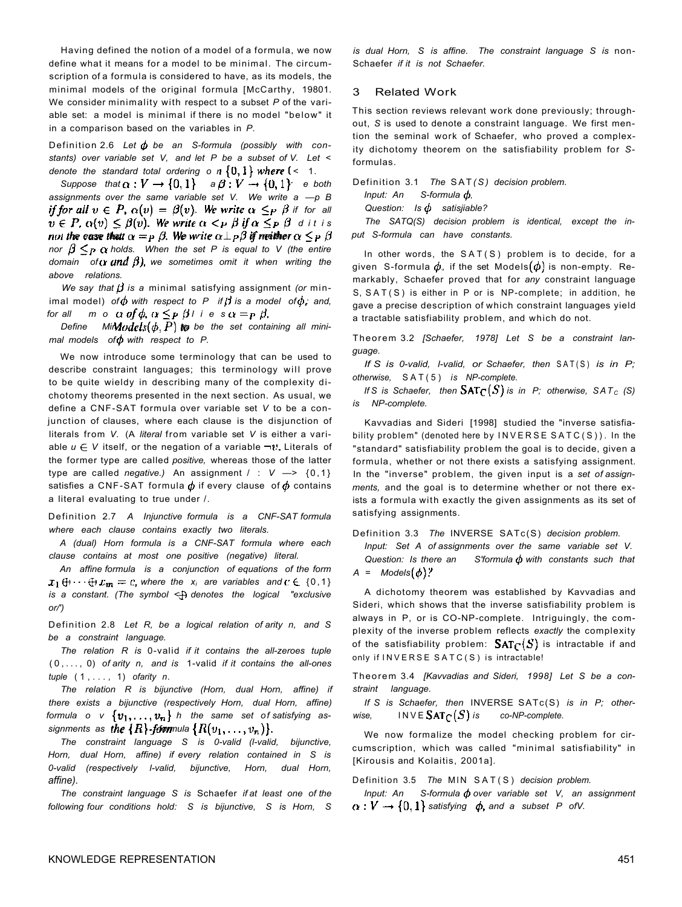Having defined the notion of a model of a formula, we now define what it means for a model to be minimal. The circumscription of a formula is considered to have, as its models, the minimal models of the original formula [McCarthy, 1980]. We consider minimality with respect to a subset $P$ of the variable set: a model is minimal if there is no model "below" it in a comparison based on the variables in $P$.

Definition 2.6 *Let $\phi$ be an S-formula (possibly with constants) over variable set V, and let P be a subset of V. Let < denote the standard total ordering on $\{0,1\}$ where $0 < 1$.*

*Suppose that $\alpha : V \rightarrow \{0,1\}$ and $\beta : V \rightarrow \{0,1\}$ are both assignments over the same variable set V. We write $\alpha =_P \beta$ if for all $v \in P$, $\alpha(v) = \beta(v)$. We write $\alpha \leq_P \beta$ if for all $v \in P$, $\alpha(v) \leq \beta(v)$. We write $\alpha <_P \beta$ if $\alpha \leq_P \beta$ and it is not the case that $\alpha =_P \beta$. We write $\alpha \perp_P \beta$ if neither $\alpha \leq_P \beta$ nor $\beta \leq_P \alpha$ holds. When the set P is equal to V (the entire domain of $\alpha$ and $\beta$), we sometimes omit it when writing the above relations.*

*We say that $\beta$ is a* minimal satisfying assignment *(or* minimal model*) of $\phi$ with respect to P if $\beta$ is a model of $\phi$; and, for all models $\alpha$ of $\phi$, $\alpha \leq_P \beta$ implies $\alpha =_P \beta$.*

*Define $MinModels(\phi, P)$ to be the set containing all minimal models of $\phi$ with respect to P.*

We now introduce some terminology that can be used to describe constraint languages; this terminology will prove to be quite wieldy in describing many of the complexity dichotomy theorems presented in the next section. As usual, we define a CNF-SAT formula over variable set $V$ to be a conjunction of clauses, where each clause is the disjunction of literals from $V$. (A *literal* from variable set $V$ is either a variable $u \in V$ itself, or the negation of a variable $\neg v$. Literals of the former type are called *positive,* whereas those of the latter type are called *negative.)* An assignment $f : V \rightarrow \{0,1\}$ satisfies a CNF-SAT formula $\phi$ if every clause of $\phi$ contains a literal evaluating to true under $f$.

Definition 2.7 *A bijunctive formula is a CNF-SAT formula where each clause contains exactly two literals.*

*A (dual) Horn formula is a CNF-SAT formula where each clause contains at most one positive (negative) literal.*

*An affine formula is a conjunction of equations of the form $x_1 \oplus \cdots \oplus x_m = c$, where the $x_i$ are variables and $c \in \{0,1\}$ is a constant. (The symbol $\oplus$ denotes the logical "exclusive or.")*

Definition 2.8 *Let R, be a logical relation of arity n, and S be a constraint language.*

*The relation R is* 0-valid *if it contains the all-zeroes tuple $(0, \ldots, 0)$ of arity n, and is* 1-valid *if it contains the all-ones tuple $(1, \ldots, 1)$ of arity n.*

*The relation R is bijunctive (Horn, dual Horn, affine) if there exists a bijunctive (respectively Horn, dual Horn, affine) formula over $\{v_1, \ldots, v_n\}$ with the same set of satisfying assignments as the $\{R\}$-formula $\{R(v_1, \ldots, v_n)\}$.*

*The constraint language S is 0-valid (1-valid, bijunctive, Horn, dual Horn, affine) if every relation contained in S is 0-valid (respectively 1-valid, bijunctive, Horn, dual Horn, affine).*

*The constraint language S is* Schaefer *if at least one of the following four conditions hold: S is bijunctive, S is Horn, S is dual Horn, S is affine. The constraint language S is* non-Schaefer *if it is not Schaefer.*

## 3 Related Work

This section reviews relevant work done previously; throughout, $S$ is used to denote a constraint language. We first mention the seminal work of Schaefer, who proved a complexity dichotomy theorem on the satisfiability problem for $S$-formulas.

Definition 3.1 *The* SAT*(S) decision problem.*

*Input: An S-formula $\phi$.*

*Question: Is $\phi$ satisfiable?*

*The $SAT_C(S)$ decision problem is identical, except the input S-formula can have constants.*

In other words, the SAT(S) problem is to decide, for a given S-formula $\phi$, if the set $Models(\phi)$ is non-empty. Remarkably, Schaefer proved that for *any* constraint language S, SAT(S) is either in P or is NP-complete; in addition, he gave a precise description of which constraint languages yield a tractable satisfiability problem, and which do not.

Theorem 3.2 *[Schaefer, 1978] Let S be a constraint language.*

*If S is 0-valid, 1-valid, or Schaefer, then SAT(S) is in P; otherwise, SAT(S) is NP-complete.*

*If S is Schaefer, then $SAT_C(S)$ is in P; otherwise, $SAT_C(S)$ is NP-complete.*

Kavvadias and Sideri [1998] studied the "inverse satisfiability problem" (denoted here by INVERSE $SAT_C(S)$). In the "standard" satisfiability problem the goal is to decide, given a formula, whether or not there exists a satisfying assignment. In the "inverse" problem, the given input is a *set of assignments,* and the goal is to determine whether or not there exists a formula with exactly the given assignments as its set of satisfying assignments.

Definition 3.3 *The* INVERSE $SAT_C(S)$ *decision problem.*

*Input: Set A of assignments over the same variable set V.*

*Question: Is there an S-formula $\phi$ with constants such that $A = Models(\phi)$?*

A dichotomy theorem was established by Kavvadias and Sideri, which shows that the inverse satisfiability problem is always in P, or is CO-NP-complete. Intriguingly, the complexity of the inverse problem reflects *exactly* the complexity of the satisfiability problem: $SAT_C(S)$ is intractable if and only if INVERSE $SAT_C(S)$ is intractable!

Theorem 3.4 *[Kavvadias and Sideri, 1998] Let S be a constraint language.*

*If S is Schaefer, then* INVERSE $SAT_C(S)$ *is in P; otherwise,* INVERSE $SAT_C(S)$ *is co-NP-complete.*

We now formalize the model checking problem for circumscription, which was called "minimal satisfiability" in [Kirousis and Kolaitis, 2001a].

Definition 3.5 *The* MIN SAT(S) *decision problem.*

*Input: An S-formula $\phi$ over variable set V, an assignment $\alpha : V \rightarrow \{0,1\}$ satisfying $\phi$, and a subset P of V.*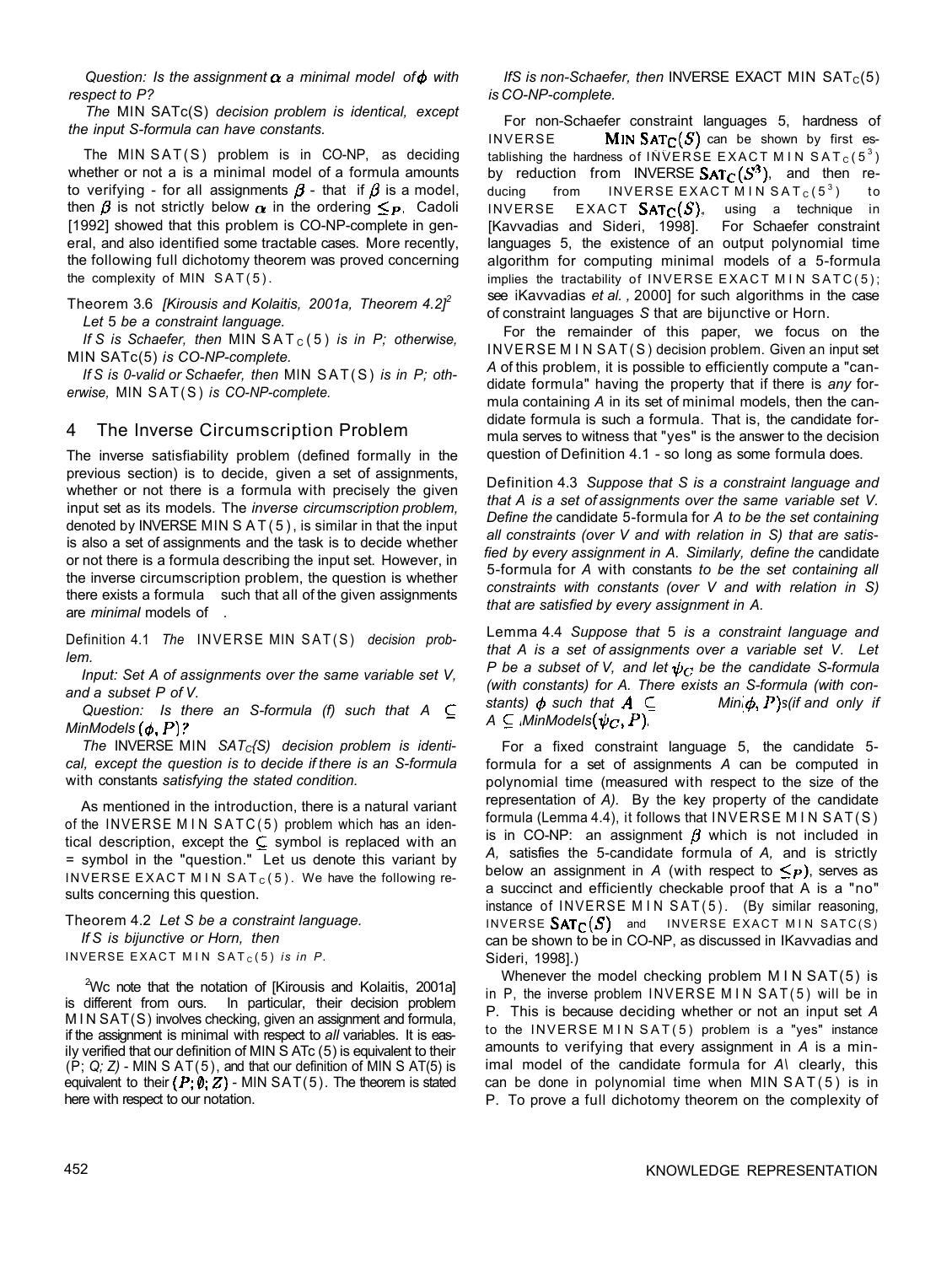*Question: Is the assignment $\alpha$ a minimal model of $\phi$ with respect to P?*

*The* MIN SATc(S) *decision problem is identical, except the input S-formula can have constants.*

The MIN SAT(S) problem is in CO-NP, as deciding whether or not a is a minimal model of a formula amounts to verifying - for all assignments $\beta$ - that if $\beta$ is a model, then $\beta$ is not strictly below $\alpha$ in the ordering $\leq_P$. Cadoli [1992] showed that this problem is CO-NP-complete in general, and also identified some tractable cases. More recently, the following full dichotomy theorem was proved concerning the complexity of MIN SAT(5).

Theorem 3.6 *[Kirousis and Kolaitis, 2001a, Theorem 4.2]*[2]
*Let* 5 *be a constraint language.*
*If S is Schaefer, then* MIN $SAT_C(5)$ *is in P; otherwise,* MIN SATc(5) *is CO-NP-complete.*
*If S is 0-valid or Schaefer, then* MIN SAT(S) *is in P; otherwise,* MIN SAT(S) *is CO-NP-complete.*

## 4 The Inverse Circumscription Problem

The inverse satisfiability problem (defined formally in the previous section) is to decide, given a set of assignments, whether or not there is a formula with precisely the given input set as its models. The *inverse circumscription problem,* denoted by INVERSE MIN SAT(5), is similar in that the input is also a set of assignments and the task is to decide whether or not there is a formula describing the input set. However, in the inverse circumscription problem, the question is whether there exists a formula such that all of the given assignments are *minimal* models of .

Definition 4.1 *The* INVERSE MIN SAT(S) *decision problem.*
*Input: Set A of assignments over the same variable set V, and a subset P of V.*
*Question: Is there an S-formula (f) such that A $\subseteq$ MinModels $(\phi, P)$?*
*The* INVERSE MIN $SAT_C(S)$ *decision problem is identical, except the question is to decide if there is an S-formula* with constants *satisfying the stated condition.*

As mentioned in the introduction, there is a natural variant of the INVERSE MIN SATC(5) problem which has an identical description, except the $\subseteq$ symbol is replaced with an = symbol in the "question." Let us denote this variant by INVERSE EXACT MIN $SAT_C(5)$. We have the following results concerning this question.

Theorem 4.2 *Let S be a constraint language.*
*If S is bijunctive or Horn, then*
INVERSE EXACT MIN $SAT_C(5)$ *is in P.*

*IfS is non-Schaefer, then* INVERSE EXACT MIN $SAT_C(5)$ *is CO-NP-complete.*

For non-Schaefer constraint languages 5, hardness of INVERSE MIN $SAT_C(S)$ can be shown by first establishing the hardness of INVERSE EXACT MIN $SAT_C(5^3)$ by reduction from INVERSE $SAT_C(S^3)$, and then reducing from INVERSE EXACT MIN $SAT_C(5^3)$ to INVERSE EXACT $SAT_C(S)$, using a technique in [Kavvadias and Sideri, 1998]. For Schaefer constraint languages 5, the existence of an output polynomial time algorithm for computing minimal models of a 5-formula implies the tractability of INVERSE EXACT MIN SATC(5); see iKavvadias *et al.*, 2000] for such algorithms in the case of constraint languages *S* that are bijunctive or Horn.

For the remainder of this paper, we focus on the INVERSE MIN SAT(S) decision problem. Given an input set *A* of this problem, it is possible to efficiently compute a "candidate formula" having the property that if there is *any* formula containing *A* in its set of minimal models, then the candidate formula is such a formula. That is, the candidate formula serves to witness that "yes" is the answer to the decision question of Definition 4.1 - so long as some formula does.

Definition 4.3 *Suppose that S is a constraint language and that A is a set of assignments over the same variable set V. Define the* candidate 5-formula *for A to be the set containing all constraints (over V and with relation in S) that are satisfied by every assignment in A. Similarly, define the* candidate 5-formula *for A* with constants *to be the set containing all constraints with constants (over V and with relation in S) that are satisfied by every assignment in A.*

Lemma 4.4 *Suppose that* 5 *is a constraint language and that A is a set of assignments over a variable set V. Let P be a subset of V, and let $\psi_C$ be the candidate S-formula (with constants) for A. There exists an S-formula (with constants) $\phi$ such that $A \subseteq$ Min$(\phi, P)$s(if and only if $A \subseteq$ MinModels$(\psi_C, P)$.*

For a fixed constraint language 5, the candidate 5-formula for a set of assignments *A* can be computed in polynomial time (measured with respect to the size of the representation of *A).* By the key property of the candidate formula (Lemma 4.4), it follows that INVERSE MIN SAT(S) is in CO-NP: an assignment $\beta$ which is not included in *A,* satisfies the 5-candidate formula of *A,* and is strictly below an assignment in *A* (with respect to $\leq_P$), serves as a succinct and efficiently checkable proof that A is a "no" instance of INVERSE MIN SAT(5). (By similar reasoning, INVERSE $SAT_C(S)$ and INVERSE EXACT MIN SATC(S) can be shown to be in CO-NP, as discussed in IKavvadias and Sideri, 1998].)

Whenever the model checking problem MIN SAT(5) is in P, the inverse problem INVERSE MIN SAT(5) will be in P. This is because deciding whether or not an input set *A* to the INVERSE MIN SAT(5) problem is a "yes" instance amounts to verifying that every assignment in *A* is a minimal model of the candidate formula for *A\* clearly, this can be done in polynomial time when MIN SAT(5) is in P. To prove a full dichotomy theorem on the complexity of

[2]Wc note that the notation of [Kirousis and Kolaitis, 2001a] is different from ours. In particular, their decision problem MIN SAT(S) involves checking, given an assignment and formula, if the assignment is minimal with respect to *all* variables. It is easily verified that our definition of MIN S ATc (5) is equivalent to their (P; Q*;* Z) - MIN S AT(5), and that our definition of MIN S AT(5) is equivalent to their $(P; \emptyset; Z)$ - MIN SAT(5). The theorem is stated here with respect to our notation.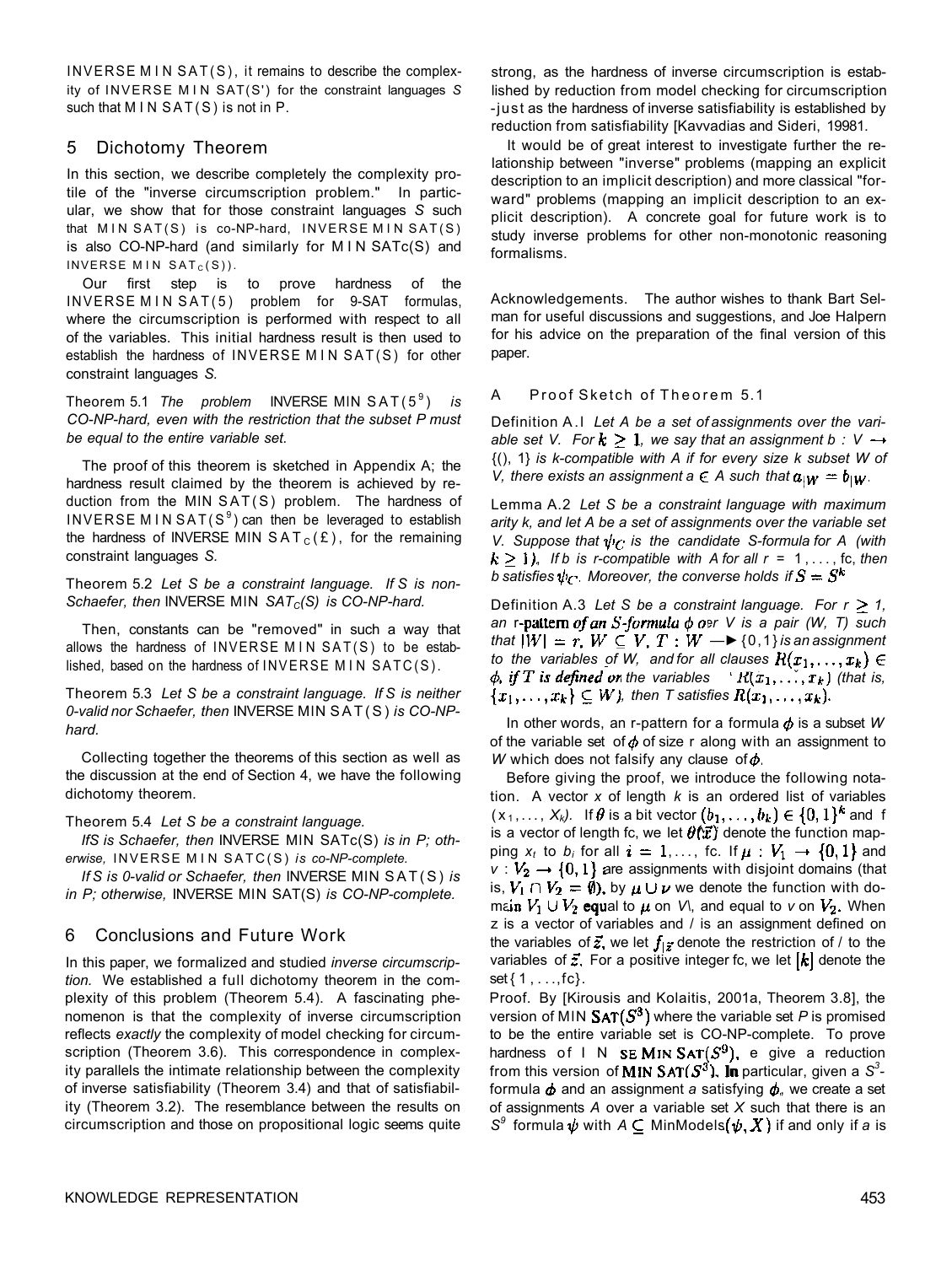INVERSE MIN SAT(S), it remains to describe the complexity of INVERSE MIN SAT(S') for the constraint languages $S$ such that MIN SAT(S) is not in P.

## 5 Dichotomy Theorem

In this section, we describe completely the complexity profile of the "inverse circumscription problem." In particular, we show that for those constraint languages $S$ such that MIN SAT(S) is co-NP-hard, INVERSE MIN SAT(S) is also CO-NP-hard (and similarly for MIN $SAT_C(S)$ and INVERSE MIN $SAT_C(S)$).

Our first step is to prove hardness of the INVERSE MIN SAT(5) problem for 9-SAT formulas, where the circumscription is performed with respect to all of the variables. This initial hardness result is then used to establish the hardness of INVERSE MIN SAT(S) for other constraint languages $S$.

Theorem 5.1 *The problem* INVERSE MIN $SAT(S^9)$ *is CO-NP-hard, even with the restriction that the subset P must be equal to the entire variable set.*

The proof of this theorem is sketched in Appendix A; the hardness result claimed by the theorem is achieved by reduction from the MIN SAT(S) problem. The hardness of INVERSE MIN $SAT(S^9)$ can then be leveraged to establish the hardness of INVERSE MIN $SAT_C(£)$, for the remaining constraint languages $S$.

Theorem 5.2 *Let S be a constraint language. If S is non-Schaefer, then* INVERSE MIN $SAT_C(S)$ *is CO-NP-hard.*

Then, constants can be "removed" in such a way that allows the hardness of INVERSE MIN SAT(S) to be established, based on the hardness of INVERSE MIN SATC(S).

Theorem 5.3 *Let S be a constraint language. If S is neither 0-valid nor Schaefer, then* INVERSE MIN SAT(S) *is CO-NP-hard.*

Collecting together the theorems of this section as well as the discussion at the end of Section 4, we have the following dichotomy theorem.

Theorem 5.4 *Let S be a constraint language.*

*IfS is Schaefer, then* INVERSE MIN SATc(S) *is in P; otherwise,* INVERSE MIN SATC(S) *is co-NP-complete.*

*If S is 0-valid or Schaefer, then* INVERSE MIN SAT(S) *is in P; otherwise,* INVERSE MIN SAT(S) *is CO-NP-complete.*

## 6 Conclusions and Future Work

In this paper, we formalized and studied *inverse circumscription.* We established a full dichotomy theorem in the complexity of this problem (Theorem 5.4). A fascinating phenomenon is that the complexity of inverse circumscription reflects *exactly* the complexity of model checking for circumscription (Theorem 3.6). This correspondence in complexity parallels the intimate relationship between the complexity of inverse satisfiability (Theorem 3.4) and that of satisfiability (Theorem 3.2). The resemblance between the results on circumscription and those on propositional logic seems quite strong, as the hardness of inverse circumscription is established by reduction from model checking for circumscription -just as the hardness of inverse satisfiability is established by reduction from satisfiability [Kavvadias and Sideri, 19981.

It would be of great interest to investigate further the relationship between "inverse" problems (mapping an explicit description to an implicit description) and more classical "forward" problems (mapping an implicit description to an explicit description). A concrete goal for future work is to study inverse problems for other non-monotonic reasoning formalisms.

Acknowledgements. The author wishes to thank Bart Selman for useful discussions and suggestions, and Joe Halpern for his advice on the preparation of the final version of this paper.

## A Proof Sketch of Theorem 5.1

Definition A.l *Let A be a set of assignments over the variable set V. For $k \geq 1$, we say that an assignment $b : V \rightarrow$ {(), 1} is k-compatible with A if for every size k subset W of V, there exists an assignment $a \in A$ such that $a_{|W} = b_{|W}$.*

Lemma A.2 *Let S be a constraint language with maximum arity k, and let A be a set of assignments over the variable set V. Suppose that $\psi_C$ is the candidate S-formula for A (with $k \geq 1$). If b is r-compatible with A for all r = 1, ..., fc, then b satisfies $\psi_C$. Moreover, the converse holds if $S = S^k$*

Definition A.3 *Let S be a constraint language. For $r \geq 1$, an* r-pattern *of an S-formula $\phi$ over V is a pair (W, T) such that $|W| = r$, $W \subseteq V$, $T : W \rightarrow$ {0,1} is an assignment to the variables of W, and for all clauses $R(x_1, \ldots, x_k) \in \phi$, if T is defined on the variables $R(x_1, \ldots, x_k)$ (that is, $\{x_1, \ldots, x_k\} \subseteq W$), then T satisfies $R(x_1, \ldots, x_k)$.*

In other words, an r-pattern for a formula $\phi$ is a subset $W$ of the variable set of $\phi$ of size r along with an assignment to $W$ which does not falsify any clause of $\phi$.

Before giving the proof, we introduce the following notation. A vector $x$ of length $k$ is an ordered list of variables $(x_1, \ldots, x_k)$. If $\theta$ is a bit vector $(b_1, \ldots, b_k) \in \{0,1\}^k$ and f is a vector of length fc, we let $\theta(\vec{x})$ denote the function mapping $x_i$ to $b_i$ for all $i = 1, \ldots,$ fc. If $\mu : V_1 \rightarrow \{0,1\}$ and $v : V_2 \rightarrow \{0,1\}$ are assignments with disjoint domains (that is, $V_1 \cap V_2 = \emptyset$), by $\mu \cup \nu$ we denote the function with domain $V_1 \cup V_2$ equal to $\mu$ on $V_1$, and equal to $v$ on $V_2$. When z is a vector of variables and / is an assignment defined on the variables of $\vec{z}$, we let $f_{|\vec{z}}$ denote the restriction of / to the variables of $\vec{z}$. For a positive integer fc, we let $[k]$ denote the set{1, ..., fc}.

Proof. By [Kirousis and Kolaitis, 2001a, Theorem 3.8], the version of MIN $SAT(S^3)$ where the variable set $P$ is promised to be the entire variable set is CO-NP-complete. To prove hardness of INVERSE MIN $SAT(S^9)$, we give a reduction from this version of MIN $SAT(S^3)$. In particular, given a $S^3$-formula $\phi$ and an assignment $a$ satisfying $\phi$, we create a set of assignments $A$ over a variable set $X$ such that there is an $S^9$ formula $\psi$ with $A \subseteq$ MinModels$(\psi, X)$ if and only if $a$ is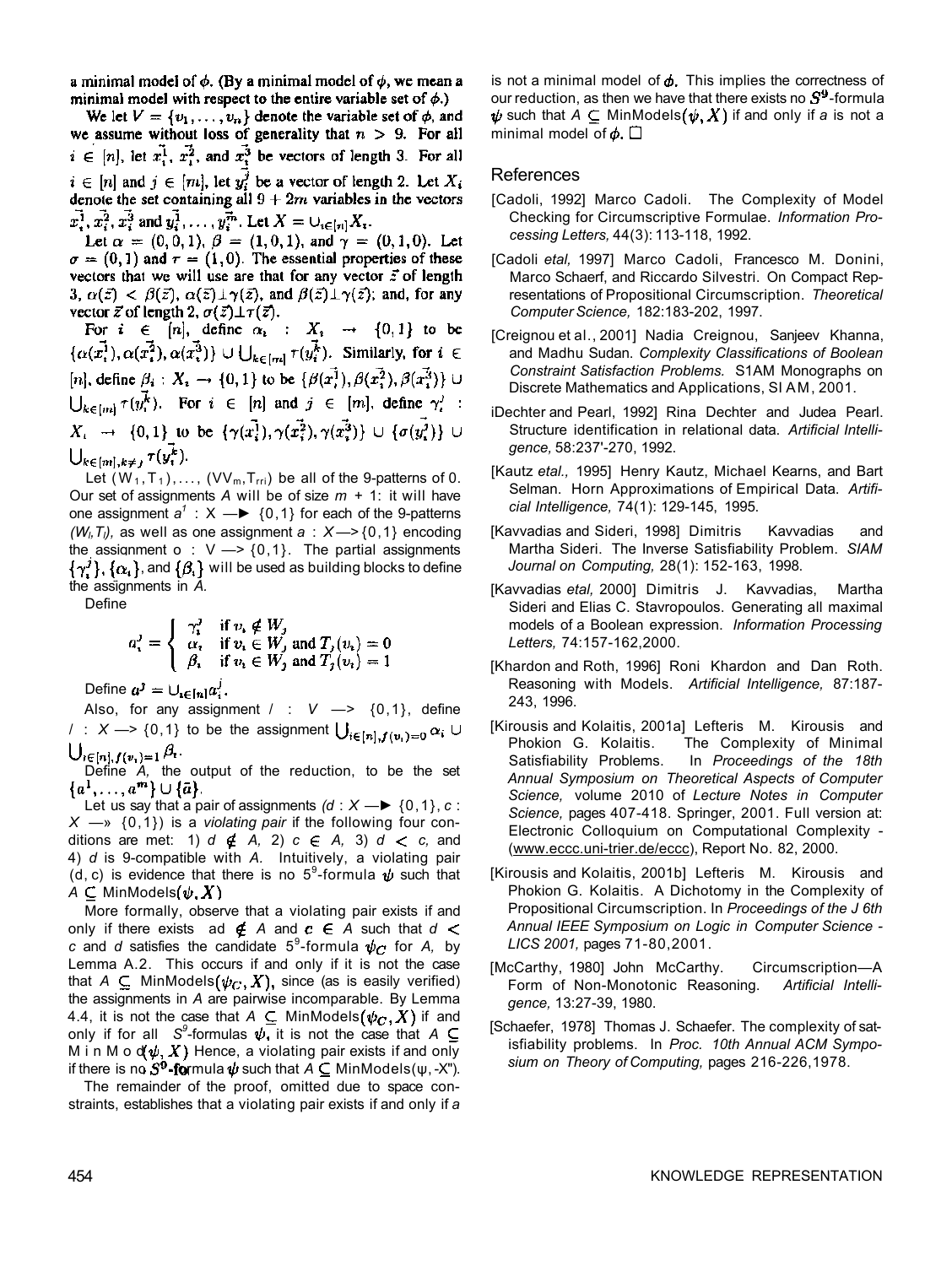a minimal model of $\phi$. (By a minimal model of $\psi$, we mean a minimal model with respect to the entire variable set of $\phi$.)

We let $V = \{v_1, \ldots, v_n\}$ denote the variable set of $\phi$, and we assume without loss of generality that $n > 9$. For all $i \in [n]$, let $\vec{x_i^1}$, $\vec{x_i^2}$, and $\vec{x_i^3}$ be vectors of length 3. For all $i \in [n]$ and $j \in [m]$, let $\vec{y_i^j}$ be a vector of length 2. Let $X_i$ denote the set containing all $9 + 2m$ variables in the vectors $\vec{x_i^1}, \vec{x_i^2}, \vec{x_i^3}$ and $\vec{y_i^1}, \ldots, \vec{y_i^m}$. Let $X = \cup_{i \in [n]} X_i$.

Let $\alpha = (0,0,1)$, $\beta = (1,0,1)$, and $\gamma = (0,1,0)$. Let $\sigma = (0,1)$ and $\tau = (1,0)$. The essential properties of these vectors that we will use are that for any vector $\vec{z}$ of length 3, $\alpha(\vec{z}) < \beta(\vec{z})$, $\alpha(\vec{z}) \perp \gamma(\vec{z})$, and $\beta(\vec{z}) \perp \gamma(\vec{z})$; and, for any vector $\vec{z}$ of length 2, $\sigma(\vec{z}) \perp \tau(\vec{z})$.

For $i \in [n]$, define $\alpha_i : X_i \to \{0,1\}$ to be $\{\alpha(\vec{x_i^1}), \alpha(\vec{x_i^2}), \alpha(\vec{x_i^3})\} \cup \bigcup_{k \in [m]} \tau(\vec{y_i^k})$. Similarly, for $i \in [n]$, define $\beta_i : X_i \to \{0,1\}$ to be $\{\beta(\vec{x_i^1}), \beta(\vec{x_i^2}), \beta(\vec{x_i^3})\} \cup \bigcup_{k \in [m]} \tau(\vec{y_i^k})$. For $i \in [n]$ and $j \in [m]$, define $\gamma_i^j : X_i \to \{0,1\}$ to be $\{\gamma(\vec{x_i^1}), \gamma(\vec{x_i^2}), \gamma(\vec{x_i^3})\} \cup \{\sigma(\vec{y_i^j})\} \cup \bigcup_{k \in [m], k \neq j} \tau(\vec{y_i^k})$.

Let $(W_1, T_1), \ldots, (W_m, T_m)$ be all of the 9-patterns of 0. Our set of assignments $A$ will be of size $m + 1$: it will have one assignment $a^j : X \to \{0,1\}$ for each of the 9-patterns $(W_j, T_j)$, as well as one assignment $\bar{a} : X \to \{0,1\}$ encoding the assignment $o : V \to \{0,1\}$. The partial assignments $\{\gamma_i^j\}$, $\{\alpha_i\}$, and $\{\beta_i\}$ will be used as building blocks to define the assignments in $A$.

Define

$$a_i^j = \begin{cases} \gamma_i^j & \text{if } v_i \notin W_j \\ \alpha_i & \text{if } v_i \in W_j \text{ and } T_j(v_i) = 0 \\ \beta_i & \text{if } v_i \in W_j \text{ and } T_j(v_i) = 1 \end{cases}$$

Define $a^j = \cup_{i \in [n]} a_i^j$.

Also, for any assignment $f : V \to \{0,1\}$, define $\bar{f} : X \to \{0,1\}$ to be the assignment $\bigcup_{i \in [n], f(v_i)=0} \alpha_i \cup \bigcup_{i \in [n], f(v_i)=1} \beta_i$.

Define $A$, the output of the reduction, to be the set $\{a^1, \ldots, a^m\} \cup \{\bar{a}\}$.

Let us say that a pair of assignments $(d : X \to \{0,1\}, c : X \to \{0,1\})$ is a *violating pair* if the following four conditions are met: 1) $d \notin A$, 2) $c \in A$, 3) $d < c$, and 4) $d$ is 9-compatible with $A$. Intuitively, a violating pair $(d, c)$ is evidence that there is no $S^9$-formula $\psi$ such that $A \subseteq \text{MinModels}(\psi, X)$.

More formally, observe that a violating pair exists if and only if there exists a $d \notin A$ and $c \in A$ such that $d < c$ and $d$ satisfies the candidate $S^9$-formula $\psi_C$ for $A$, by Lemma A.2. This occurs if and only if it is not the case that $A \subseteq \text{MinModels}(\psi_C, X)$, since (as is easily verified) the assignments in $A$ are pairwise incomparable. By Lemma 4.4, it is not the case that $A \subseteq \text{MinModels}(\psi_C, X)$ if and only if for all $S^9$-formulas $\psi$, it is not the case that $A \subseteq \text{MinModels}(\psi, X)$. Hence, a violating pair exists if and only if there is no $S^9$-formula $\psi$ such that $A \subseteq \text{MinModels}(\psi, X)$.

The remainder of the proof, omitted due to space constraints, establishes that a violating pair exists if and only if $a$ is not a minimal model of $\phi$. This implies the correctness of our reduction, as then we have that there exists no $S^9$-formula $\psi$ such that $A \subseteq \text{MinModels}(\psi, X)$ if and only if $a$ is not a minimal model of $\phi$. □

## References

[Cadoli, 1992] Marco Cadoli. The Complexity of Model Checking for Circumscriptive Formulae. *Information Processing Letters,* 44(3): 113-118, 1992.

[Cadoli *etal,* 1997] Marco Cadoli, Francesco M. Donini, Marco Schaerf, and Riccardo Silvestri. On Compact Representations of Propositional Circumscription. *Theoretical Computer Science,* 182:183-202, 1997.

[Creignou et al., 2001] Nadia Creignou, Sanjeev Khanna, and Madhu Sudan. *Complexity Classifications of Boolean Constraint Satisfaction Problems.* S1AM Monographs on Discrete Mathematics and Applications, SI AM, 2001.

[Dechter and Pearl, 1992] Rina Dechter and Judea Pearl. Structure identification in relational data. *Artificial Intelligence,* 58:237-270, 1992.

[Kautz *etal.,* 1995] Henry Kautz, Michael Kearns, and Bart Selman. Horn Approximations of Empirical Data. *Artificial Intelligence,* 74(1): 129-145, 1995.

[Kavvadias and Sideri, 1998] Dimitris Kavvadias and Martha Sideri. The Inverse Satisfiability Problem. *SIAM Journal on Computing,* 28(1): 152-163, 1998.

[Kavvadias *etal,* 2000] Dimitris J. Kavvadias, Martha Sideri and Elias C. Stavropoulos. Generating all maximal models of a Boolean expression. *Information Processing Letters,* 74:157-162,2000.

[Khardon and Roth, 1996] Roni Khardon and Dan Roth. Reasoning with Models. *Artificial Intelligence,* 87:187-243, 1996.

[Kirousis and Kolaitis, 2001a] Lefteris M. Kirousis and Phokion G. Kolaitis. The Complexity of Minimal Satisfiability Problems. In *Proceedings of the 18th Annual Symposium on Theoretical Aspects of Computer Science,* volume 2010 of *Lecture Notes in Computer Science,* pages 407-418. Springer, 2001. Full version at: Electronic Colloquium on Computational Complexity - (www.eccc.uni-trier.de/eccc), Report No. 82, 2000.

[Kirousis and Kolaitis, 2001b] Lefteris M. Kirousis and Phokion G. Kolaitis. A Dichotomy in the Complexity of Propositional Circumscription. In *Proceedings of the 16th Annual IEEE Symposium on Logic in Computer Science - LICS 2001,* pages 71-80,2001.

[McCarthy, 1980] John McCarthy. Circumscription—A Form of Non-Monotonic Reasoning. *Artificial Intelligence,* 13:27-39, 1980.

[Schaefer, 1978] Thomas J. Schaefer. The complexity of satisfiability problems. In *Proc. 10th Annual ACM Symposium on Theory of Computing,* pages 216-226,1978.